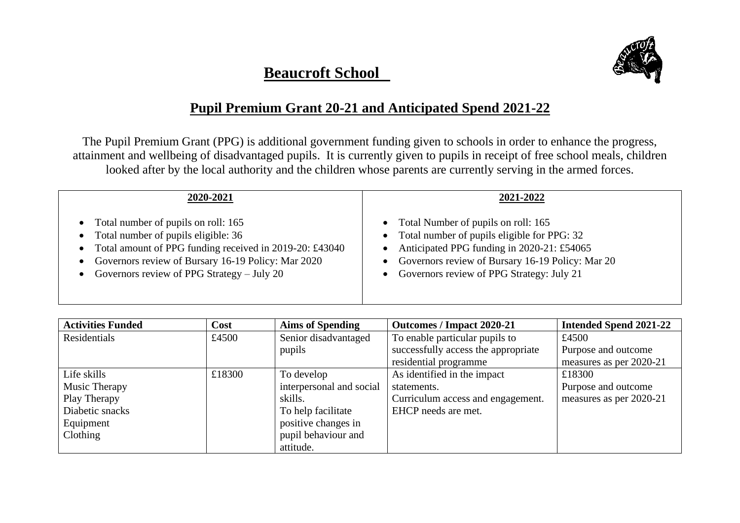# Beaucroft School

## Pupil Premium Grant 20-21 and Anticipated Spend 2021-22

The Pupil Premium Grant (PPG) is additional government funding given to schools in order to enhance the progress, attainment and wellbeing of disadvantaged pupils. It is currently given to pupils in receipt of free school meals, children looked after by the local authority and the children whose parents are currently serving in the armed forces.

| 2020-2021 | 2021-2022 |
|---|---|
| • Total number of pupils on roll: 165<br>• Total number of pupils eligible: 36<br>• Total amount of PPG funding received in 2019-20: £43040<br>• Governors review of Bursary 16-19 Policy: Mar 2020<br>• Governors review of PPG Strategy – July 20 | • Total Number of pupils on roll: 165<br>• Total number of pupils eligible for PPG: 32<br>• Anticipated PPG funding in 2020-21: £54065<br>• Governors review of Bursary 16-19 Policy: Mar 20<br>• Governors review of PPG Strategy: July 21 |

| Activities Funded | Cost | Aims of Spending | Outcomes / Impact 2020-21 | Intended Spend 2021-22 |
|---|---|---|---|---|
| Residentials | £4500 | Senior disadvantaged pupils | To enable particular pupils to successfully access the appropriate residential programme | £4500<br>Purpose and outcome measures as per 2020-21 |
| Life skills<br>Music Therapy<br>Play Therapy<br>Diabetic snacks<br>Equipment<br>Clothing | £18300 | To develop interpersonal and social skills.<br>To help facilitate positive changes in pupil behaviour and attitude. | As identified in the impact statements.<br>Curriculum access and engagement.<br>EHCP needs are met. | £18300<br>Purpose and outcome measures as per 2020-21 |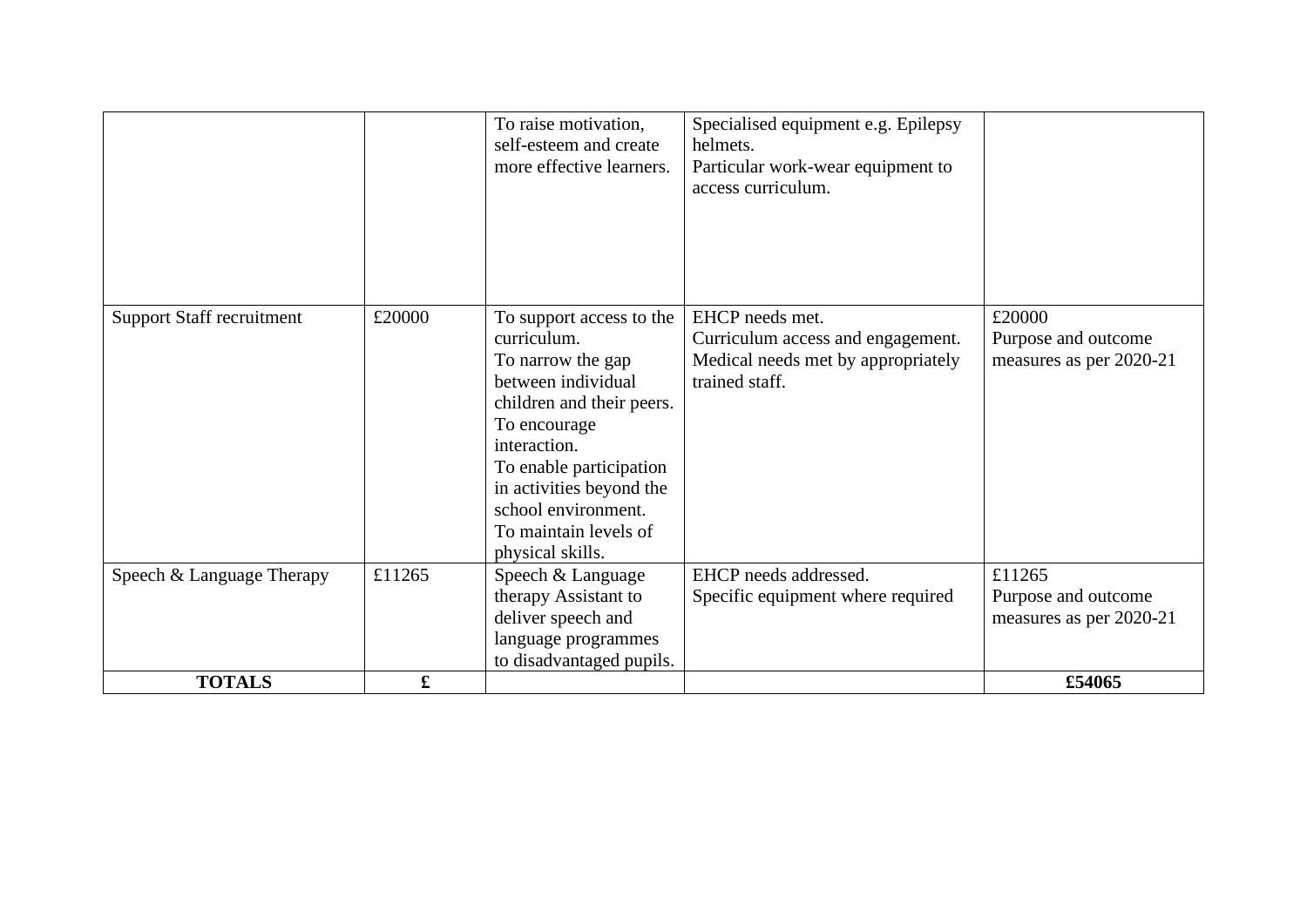| | | | | |
|---|---|---|---|---|
| | | To raise motivation, self-esteem and create more effective learners. | Specialised equipment e.g. Epilepsy helmets.<br>Particular work-wear equipment to access curriculum. | |
| Support Staff recruitment | £20000 | To support access to the curriculum.<br>To narrow the gap between individual children and their peers.<br>To encourage interaction.<br>To enable participation in activities beyond the school environment.<br>To maintain levels of physical skills. | EHCP needs met.<br>Curriculum access and engagement.<br>Medical needs met by appropriately trained staff. | £20000<br>Purpose and outcome measures as per 2020-21 |
| Speech & Language Therapy | £11265 | Speech & Language therapy Assistant to deliver speech and language programmes to disadvantaged pupils. | EHCP needs addressed.<br>Specific equipment where required | £11265<br>Purpose and outcome measures as per 2020-21 |
| **TOTALS** | **£** | | | **£54065** |